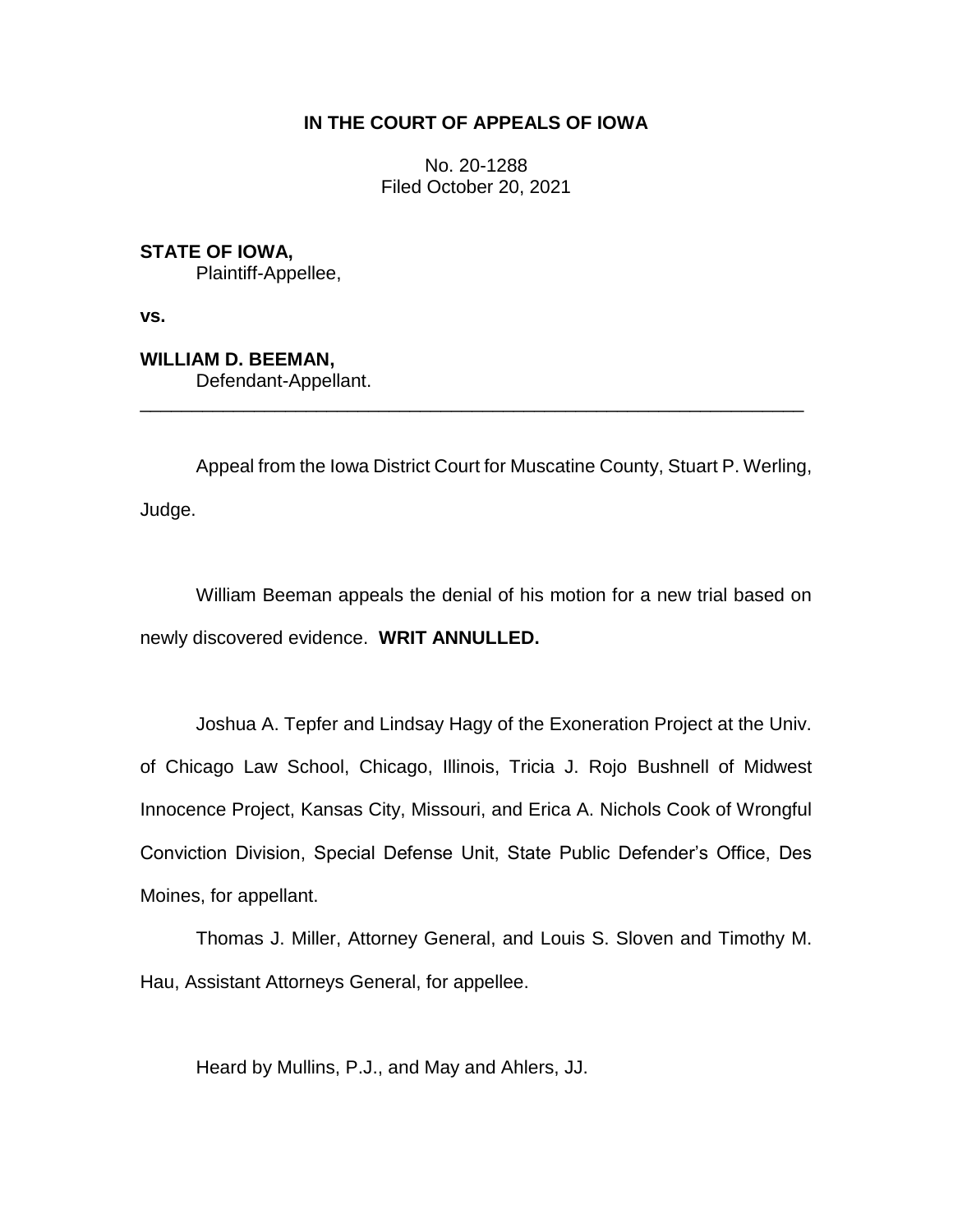# IN THE COURT OF APPEALS OF IOWA

No. 20-1288
Filed October 20, 2021

**STATE OF IOWA,**
Plaintiff-Appellee,

**vs.**

**WILLIAM D. BEEMAN,**
Defendant-Appellant.

---

Appeal from the Iowa District Court for Muscatine County, Stuart P. Werling, Judge.

William Beeman appeals the denial of his motion for a new trial based on newly discovered evidence. **WRIT ANNULLED.**

Joshua A. Tepfer and Lindsay Hagy of the Exoneration Project at the Univ. of Chicago Law School, Chicago, Illinois, Tricia J. Rojo Bushnell of Midwest Innocence Project, Kansas City, Missouri, and Erica A. Nichols Cook of Wrongful Conviction Division, Special Defense Unit, State Public Defender's Office, Des Moines, for appellant.

Thomas J. Miller, Attorney General, and Louis S. Sloven and Timothy M. Hau, Assistant Attorneys General, for appellee.

Heard by Mullins, P.J., and May and Ahlers, JJ.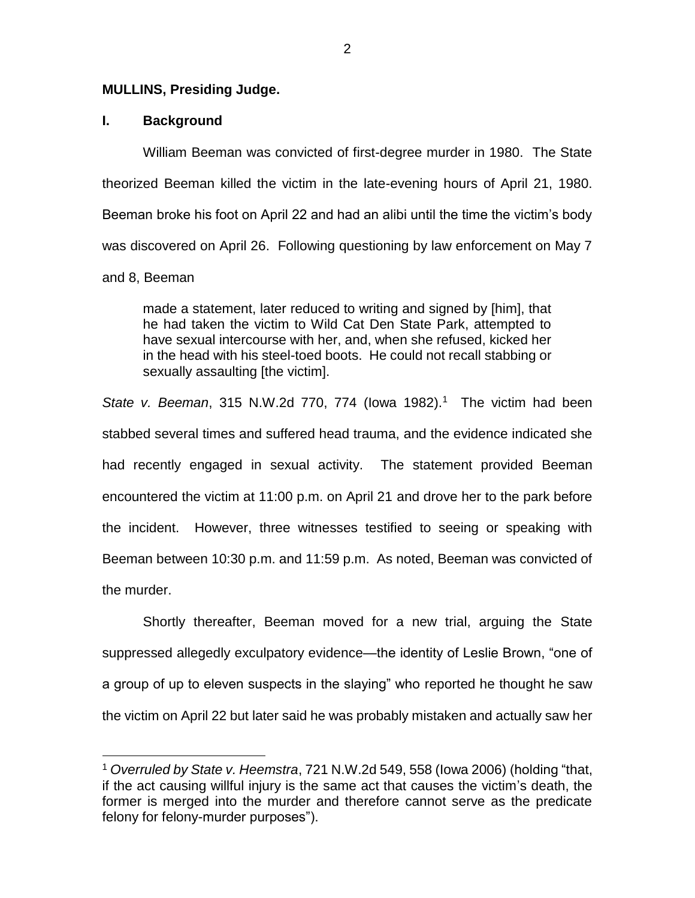**MULLINS, Presiding Judge.**

## I. Background

William Beeman was convicted of first-degree murder in 1980. The State theorized Beeman killed the victim in the late-evening hours of April 21, 1980. Beeman broke his foot on April 22 and had an alibi until the time the victim's body was discovered on April 26. Following questioning by law enforcement on May 7 and 8, Beeman

> made a statement, later reduced to writing and signed by [him], that he had taken the victim to Wild Cat Den State Park, attempted to have sexual intercourse with her, and, when she refused, kicked her in the head with his steel-toed boots. He could not recall stabbing or sexually assaulting [the victim].

*State v. Beeman*, 315 N.W.2d 770, 774 (Iowa 1982).[1] The victim had been stabbed several times and suffered head trauma, and the evidence indicated she had recently engaged in sexual activity. The statement provided Beeman encountered the victim at 11:00 p.m. on April 21 and drove her to the park before the incident. However, three witnesses testified to seeing or speaking with Beeman between 10:30 p.m. and 11:59 p.m. As noted, Beeman was convicted of the murder.

Shortly thereafter, Beeman moved for a new trial, arguing the State suppressed allegedly exculpatory evidence—the identity of Leslie Brown, "one of a group of up to eleven suspects in the slaying" who reported he thought he saw the victim on April 22 but later said he was probably mistaken and actually saw her

---

[1] *Overruled by State v. Heemstra*, 721 N.W.2d 549, 558 (Iowa 2006) (holding "that, if the act causing willful injury is the same act that causes the victim's death, the former is merged into the murder and therefore cannot serve as the predicate felony for felony-murder purposes").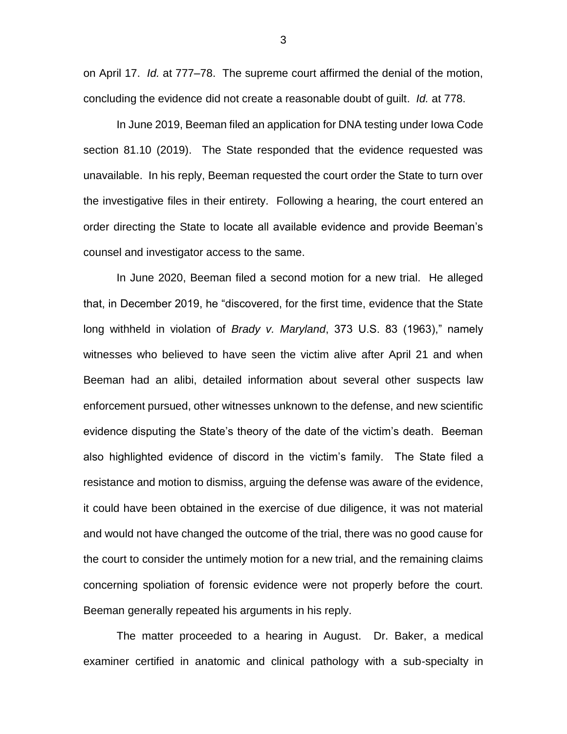on April 17. *Id.* at 777–78. The supreme court affirmed the denial of the motion, concluding the evidence did not create a reasonable doubt of guilt. *Id.* at 778.

In June 2019, Beeman filed an application for DNA testing under Iowa Code section 81.10 (2019). The State responded that the evidence requested was unavailable. In his reply, Beeman requested the court order the State to turn over the investigative files in their entirety. Following a hearing, the court entered an order directing the State to locate all available evidence and provide Beeman's counsel and investigator access to the same.

In June 2020, Beeman filed a second motion for a new trial. He alleged that, in December 2019, he "discovered, for the first time, evidence that the State long withheld in violation of *Brady v. Maryland*, 373 U.S. 83 (1963)," namely witnesses who believed to have seen the victim alive after April 21 and when Beeman had an alibi, detailed information about several other suspects law enforcement pursued, other witnesses unknown to the defense, and new scientific evidence disputing the State's theory of the date of the victim's death. Beeman also highlighted evidence of discord in the victim's family. The State filed a resistance and motion to dismiss, arguing the defense was aware of the evidence, it could have been obtained in the exercise of due diligence, it was not material and would not have changed the outcome of the trial, there was no good cause for the court to consider the untimely motion for a new trial, and the remaining claims concerning spoliation of forensic evidence were not properly before the court. Beeman generally repeated his arguments in his reply.

The matter proceeded to a hearing in August. Dr. Baker, a medical examiner certified in anatomic and clinical pathology with a sub-specialty in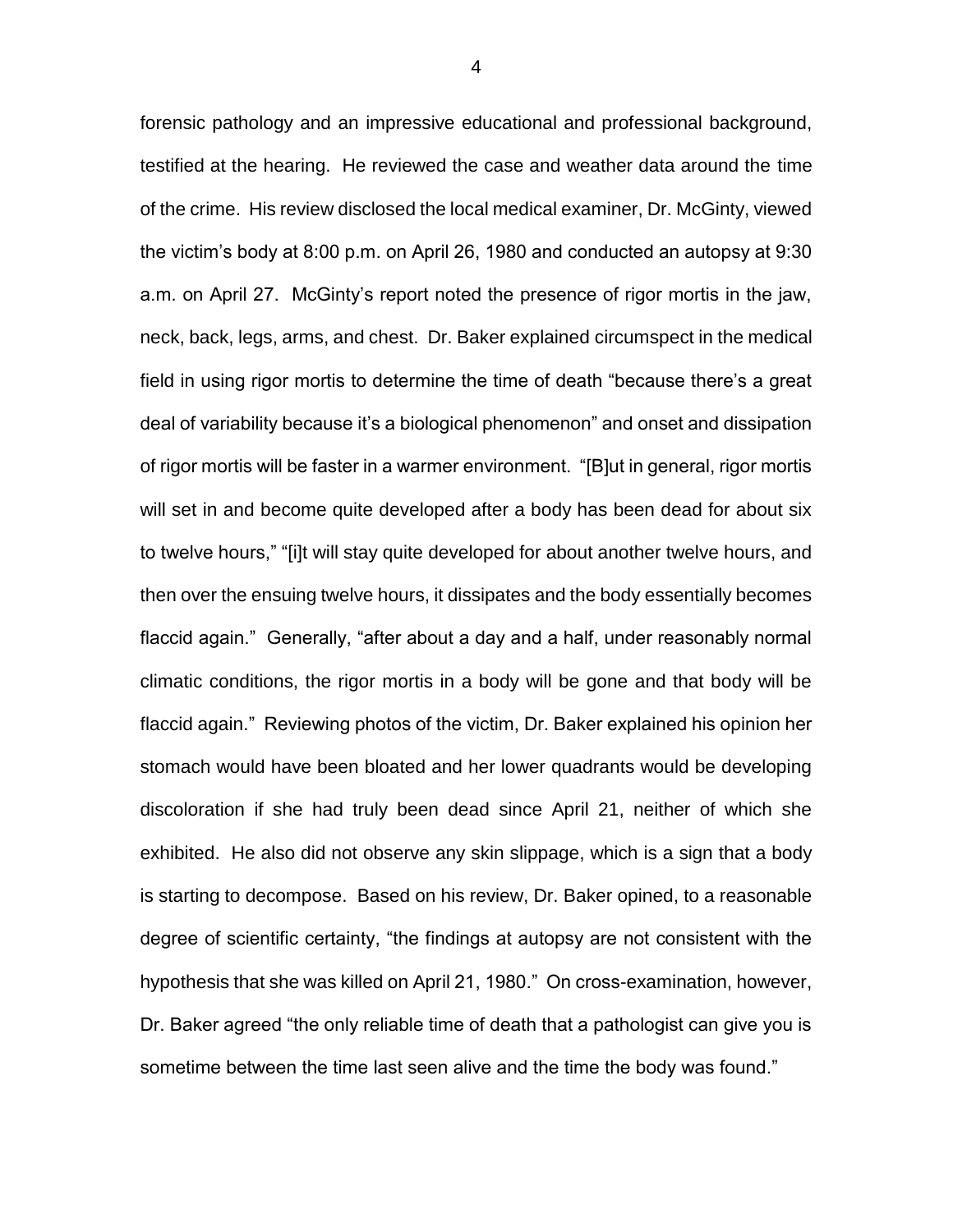forensic pathology and an impressive educational and professional background, testified at the hearing. He reviewed the case and weather data around the time of the crime. His review disclosed the local medical examiner, Dr. McGinty, viewed the victim's body at 8:00 p.m. on April 26, 1980 and conducted an autopsy at 9:30 a.m. on April 27. McGinty's report noted the presence of rigor mortis in the jaw, neck, back, legs, arms, and chest. Dr. Baker explained circumspect in the medical field in using rigor mortis to determine the time of death "because there's a great deal of variability because it's a biological phenomenon" and onset and dissipation of rigor mortis will be faster in a warmer environment. "[B]ut in general, rigor mortis will set in and become quite developed after a body has been dead for about six to twelve hours," "[i]t will stay quite developed for about another twelve hours, and then over the ensuing twelve hours, it dissipates and the body essentially becomes flaccid again." Generally, "after about a day and a half, under reasonably normal climatic conditions, the rigor mortis in a body will be gone and that body will be flaccid again." Reviewing photos of the victim, Dr. Baker explained his opinion her stomach would have been bloated and her lower quadrants would be developing discoloration if she had truly been dead since April 21, neither of which she exhibited. He also did not observe any skin slippage, which is a sign that a body is starting to decompose. Based on his review, Dr. Baker opined, to a reasonable degree of scientific certainty, "the findings at autopsy are not consistent with the hypothesis that she was killed on April 21, 1980." On cross-examination, however, Dr. Baker agreed "the only reliable time of death that a pathologist can give you is sometime between the time last seen alive and the time the body was found."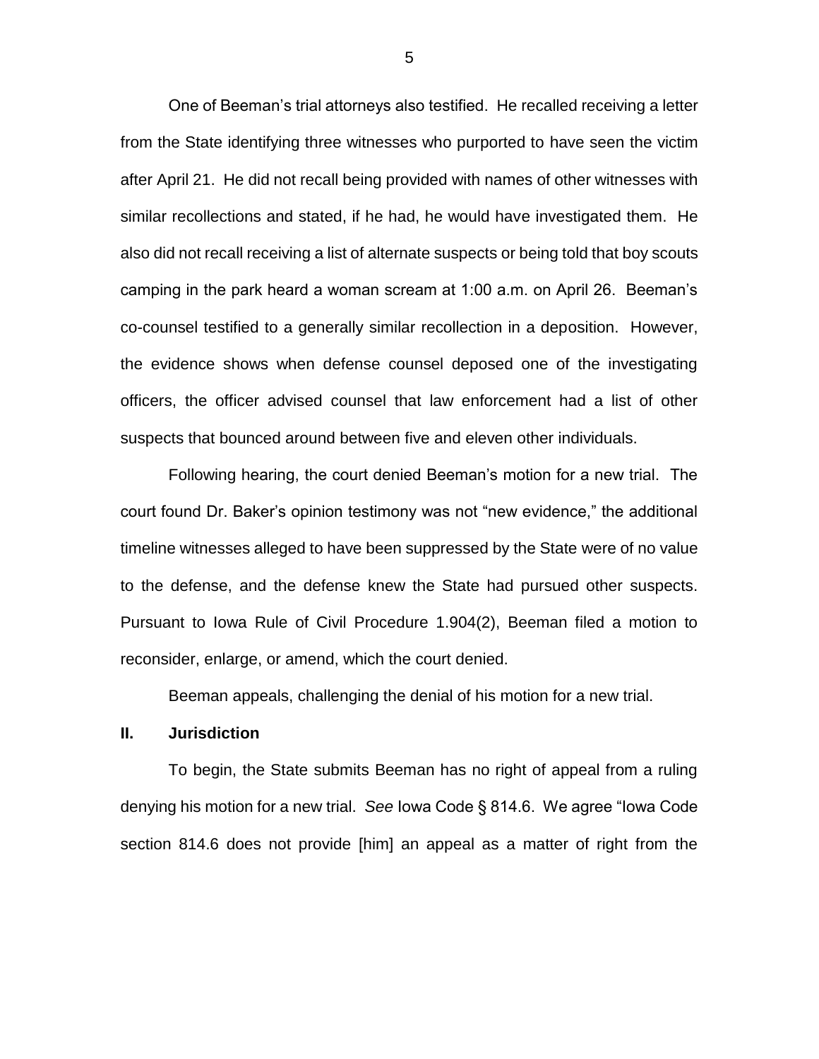One of Beeman's trial attorneys also testified. He recalled receiving a letter from the State identifying three witnesses who purported to have seen the victim after April 21. He did not recall being provided with names of other witnesses with similar recollections and stated, if he had, he would have investigated them. He also did not recall receiving a list of alternate suspects or being told that boy scouts camping in the park heard a woman scream at 1:00 a.m. on April 26. Beeman's co-counsel testified to a generally similar recollection in a deposition. However, the evidence shows when defense counsel deposed one of the investigating officers, the officer advised counsel that law enforcement had a list of other suspects that bounced around between five and eleven other individuals.

Following hearing, the court denied Beeman's motion for a new trial. The court found Dr. Baker's opinion testimony was not "new evidence," the additional timeline witnesses alleged to have been suppressed by the State were of no value to the defense, and the defense knew the State had pursued other suspects. Pursuant to Iowa Rule of Civil Procedure 1.904(2), Beeman filed a motion to reconsider, enlarge, or amend, which the court denied.

Beeman appeals, challenging the denial of his motion for a new trial.

## II. Jurisdiction

To begin, the State submits Beeman has no right of appeal from a ruling denying his motion for a new trial. *See* Iowa Code § 814.6. We agree "Iowa Code section 814.6 does not provide [him] an appeal as a matter of right from the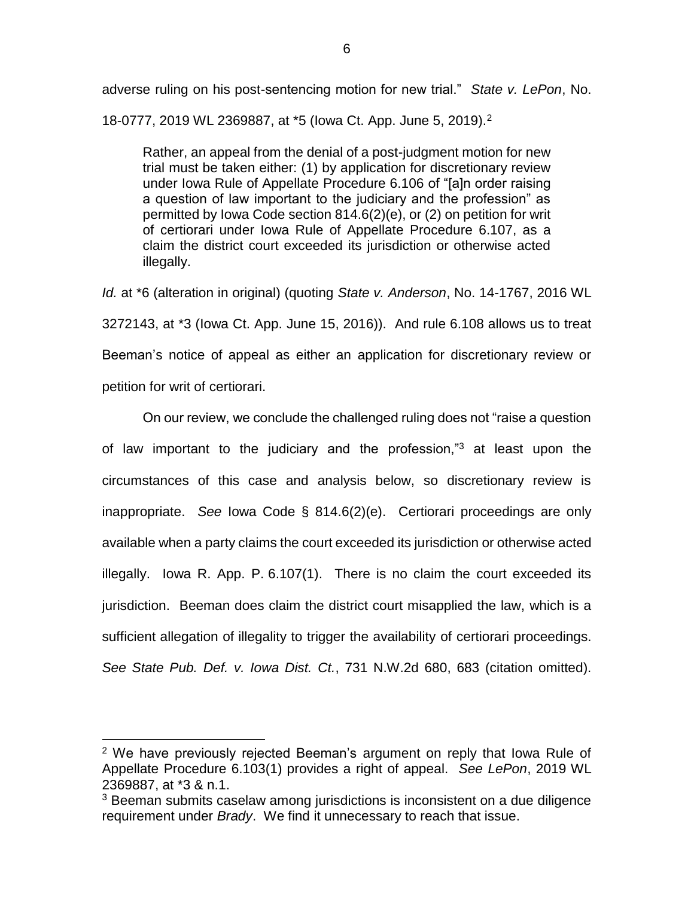adverse ruling on his post-sentencing motion for new trial." *State v. LePon*, No. 18-0777, 2019 WL 2369887, at *5 (Iowa Ct. App. June 5, 2019).[2]

> Rather, an appeal from the denial of a post-judgment motion for new trial must be taken either: (1) by application for discretionary review under Iowa Rule of Appellate Procedure 6.106 of "[a]n order raising a question of law important to the judiciary and the profession" as permitted by Iowa Code section 814.6(2)(e), or (2) on petition for writ of certiorari under Iowa Rule of Appellate Procedure 6.107, as a claim the district court exceeded its jurisdiction or otherwise acted illegally.

*Id.* at *6 (alteration in original) (quoting *State v. Anderson*, No. 14-1767, 2016 WL 3272143, at *3 (Iowa Ct. App. June 15, 2016)). And rule 6.108 allows us to treat Beeman's notice of appeal as either an application for discretionary review or petition for writ of certiorari.

On our review, we conclude the challenged ruling does not "raise a question of law important to the judiciary and the profession,"[3] at least upon the circumstances of this case and analysis below, so discretionary review is inappropriate. *See* Iowa Code § 814.6(2)(e). Certiorari proceedings are only available when a party claims the court exceeded its jurisdiction or otherwise acted illegally. Iowa R. App. P. 6.107(1). There is no claim the court exceeded its jurisdiction. Beeman does claim the district court misapplied the law, which is a sufficient allegation of illegality to trigger the availability of certiorari proceedings. *See State Pub. Def. v. Iowa Dist. Ct.*, 731 N.W.2d 680, 683 (citation omitted).

---

[2] We have previously rejected Beeman's argument on reply that Iowa Rule of Appellate Procedure 6.103(1) provides a right of appeal. *See LePon*, 2019 WL 2369887, at *3 & n.1.

[3] Beeman submits caselaw among jurisdictions is inconsistent on a due diligence requirement under *Brady*. We find it unnecessary to reach that issue.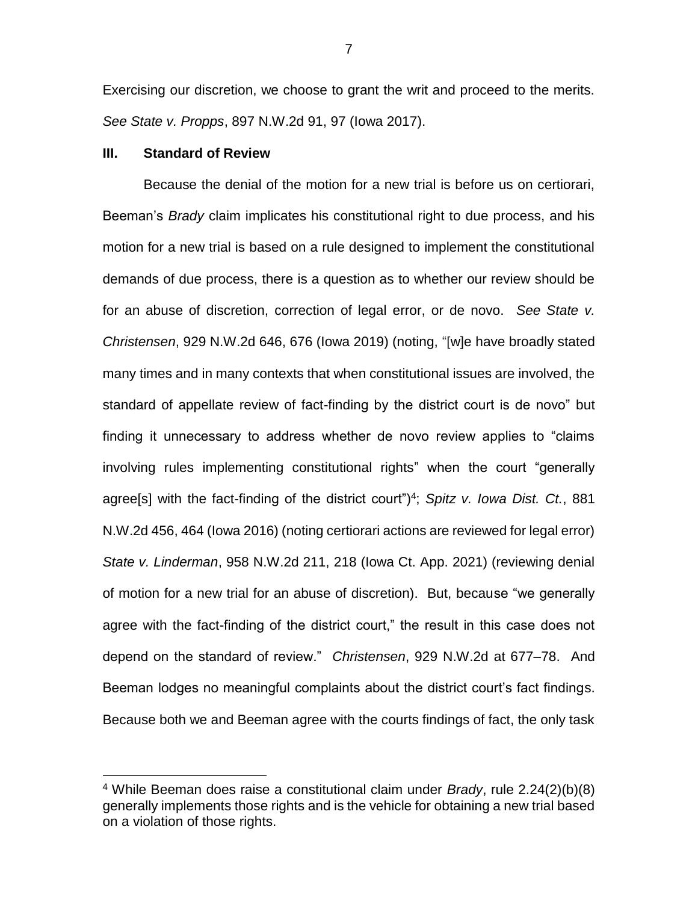Exercising our discretion, we choose to grant the writ and proceed to the merits. *See State v. Propps*, 897 N.W.2d 91, 97 (Iowa 2017).

## III. Standard of Review

Because the denial of the motion for a new trial is before us on certiorari, Beeman's *Brady* claim implicates his constitutional right to due process, and his motion for a new trial is based on a rule designed to implement the constitutional demands of due process, there is a question as to whether our review should be for an abuse of discretion, correction of legal error, or de novo. *See State v. Christensen*, 929 N.W.2d 646, 676 (Iowa 2019) (noting, "[w]e have broadly stated many times and in many contexts that when constitutional issues are involved, the standard of appellate review of fact-finding by the district court is de novo" but finding it unnecessary to address whether de novo review applies to "claims involving rules implementing constitutional rights" when the court "generally agree[s] with the fact-finding of the district court")[4]; *Spitz v. Iowa Dist. Ct.*, 881 N.W.2d 456, 464 (Iowa 2016) (noting certiorari actions are reviewed for legal error) *State v. Linderman*, 958 N.W.2d 211, 218 (Iowa Ct. App. 2021) (reviewing denial of motion for a new trial for an abuse of discretion). But, because "we generally agree with the fact-finding of the district court," the result in this case does not depend on the standard of review." *Christensen*, 929 N.W.2d at 677–78. And Beeman lodges no meaningful complaints about the district court's fact findings. Because both we and Beeman agree with the courts findings of fact, the only task

---

[4] While Beeman does raise a constitutional claim under *Brady*, rule 2.24(2)(b)(8) generally implements those rights and is the vehicle for obtaining a new trial based on a violation of those rights.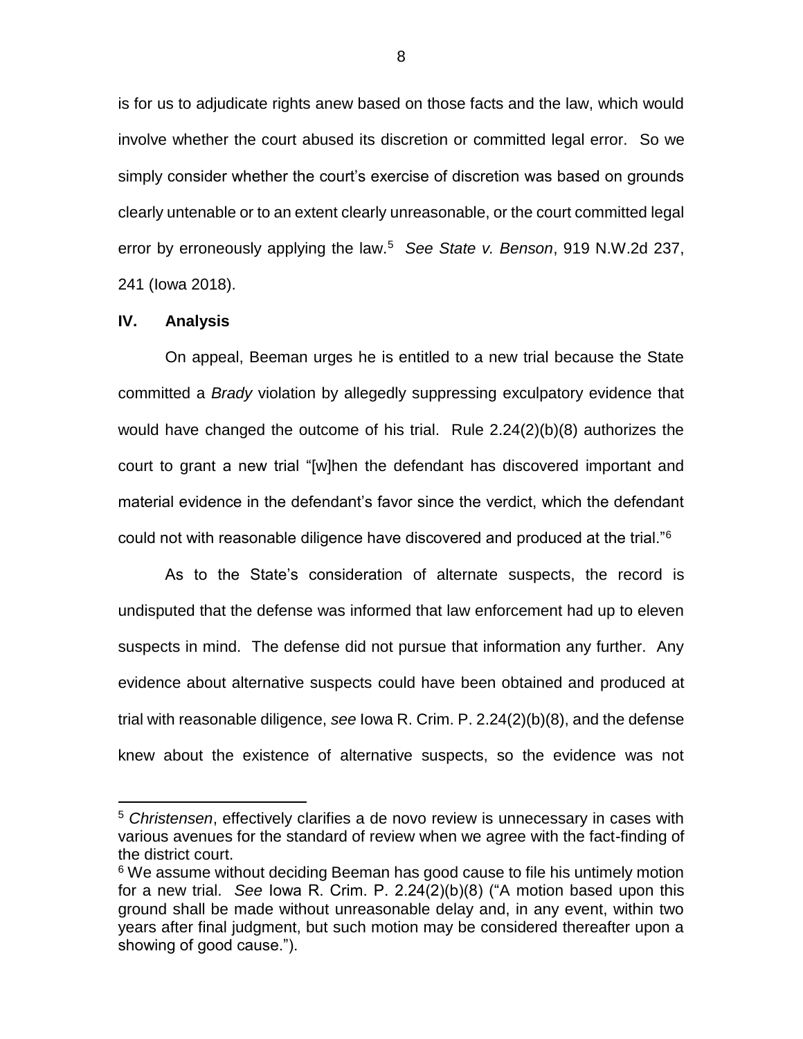is for us to adjudicate rights anew based on those facts and the law, which would involve whether the court abused its discretion or committed legal error. So we simply consider whether the court's exercise of discretion was based on grounds clearly untenable or to an extent clearly unreasonable, or the court committed legal error by erroneously applying the law.[5] *See State v. Benson*, 919 N.W.2d 237, 241 (Iowa 2018).

## IV. Analysis

On appeal, Beeman urges he is entitled to a new trial because the State committed a *Brady* violation by allegedly suppressing exculpatory evidence that would have changed the outcome of his trial. Rule 2.24(2)(b)(8) authorizes the court to grant a new trial "[w]hen the defendant has discovered important and material evidence in the defendant's favor since the verdict, which the defendant could not with reasonable diligence have discovered and produced at the trial."[6]

As to the State's consideration of alternate suspects, the record is undisputed that the defense was informed that law enforcement had up to eleven suspects in mind. The defense did not pursue that information any further. Any evidence about alternative suspects could have been obtained and produced at trial with reasonable diligence, *see* Iowa R. Crim. P. 2.24(2)(b)(8), and the defense knew about the existence of alternative suspects, so the evidence was not

---

[5] *Christensen*, effectively clarifies a de novo review is unnecessary in cases with various avenues for the standard of review when we agree with the fact-finding of the district court.

[6] We assume without deciding Beeman has good cause to file his untimely motion for a new trial. *See* Iowa R. Crim. P. 2.24(2)(b)(8) ("A motion based upon this ground shall be made without unreasonable delay and, in any event, within two years after final judgment, but such motion may be considered thereafter upon a showing of good cause.").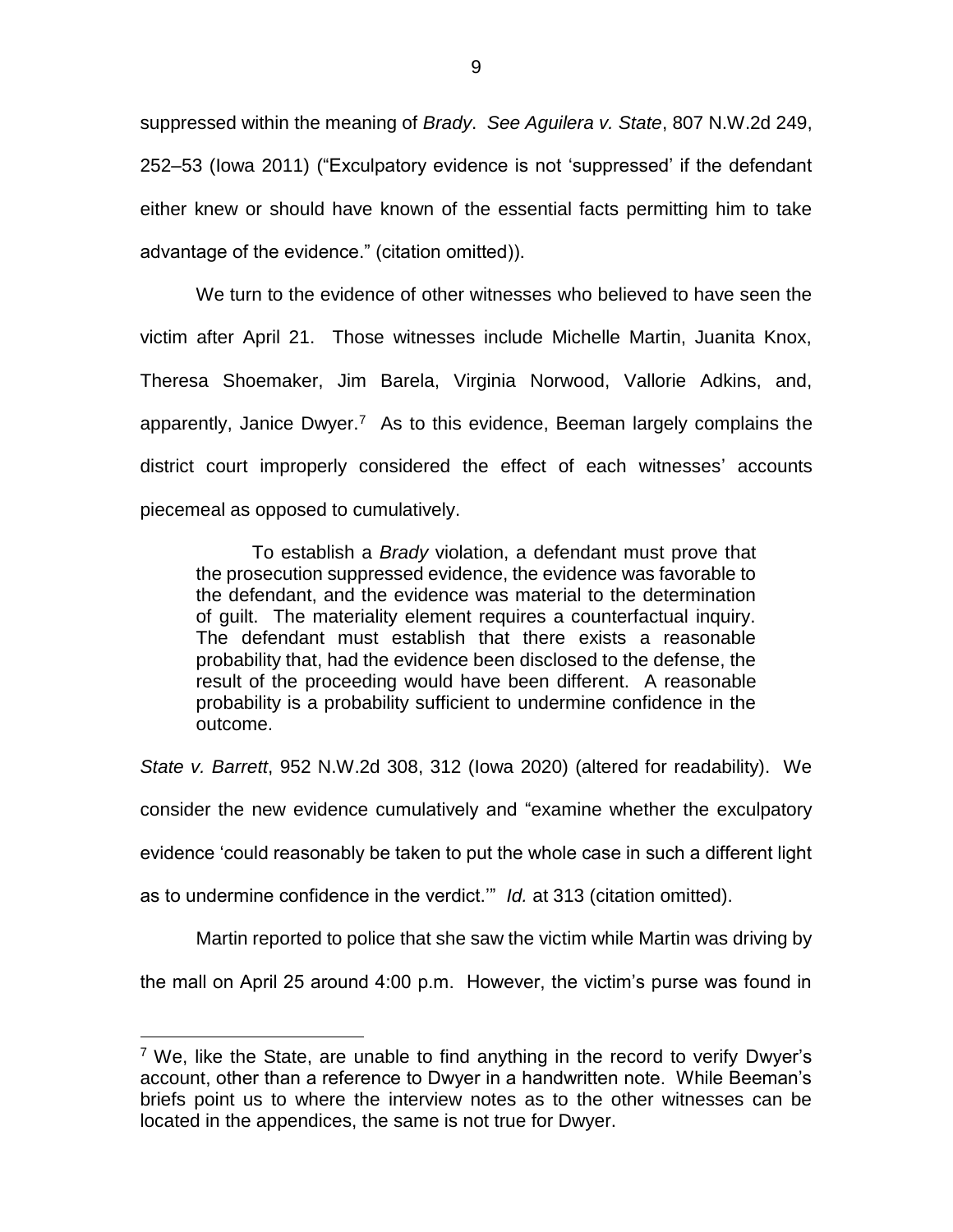suppressed within the meaning of *Brady*. *See Aguilera v. State*, 807 N.W.2d 249, 252–53 (Iowa 2011) ("Exculpatory evidence is not 'suppressed' if the defendant either knew or should have known of the essential facts permitting him to take advantage of the evidence." (citation omitted)).

We turn to the evidence of other witnesses who believed to have seen the victim after April 21. Those witnesses include Michelle Martin, Juanita Knox, Theresa Shoemaker, Jim Barela, Virginia Norwood, Vallorie Adkins, and, apparently, Janice Dwyer.[7] As to this evidence, Beeman largely complains the district court improperly considered the effect of each witnesses' accounts piecemeal as opposed to cumulatively.

> To establish a *Brady* violation, a defendant must prove that the prosecution suppressed evidence, the evidence was favorable to the defendant, and the evidence was material to the determination of guilt. The materiality element requires a counterfactual inquiry. The defendant must establish that there exists a reasonable probability that, had the evidence been disclosed to the defense, the result of the proceeding would have been different. A reasonable probability is a probability sufficient to undermine confidence in the outcome.

*State v. Barrett*, 952 N.W.2d 308, 312 (Iowa 2020) (altered for readability). We consider the new evidence cumulatively and "examine whether the exculpatory evidence 'could reasonably be taken to put the whole case in such a different light as to undermine confidence in the verdict.'" *Id.* at 313 (citation omitted).

Martin reported to police that she saw the victim while Martin was driving by the mall on April 25 around 4:00 p.m. However, the victim's purse was found in

---

[7] We, like the State, are unable to find anything in the record to verify Dwyer's account, other than a reference to Dwyer in a handwritten note. While Beeman's briefs point us to where the interview notes as to the other witnesses can be located in the appendices, the same is not true for Dwyer.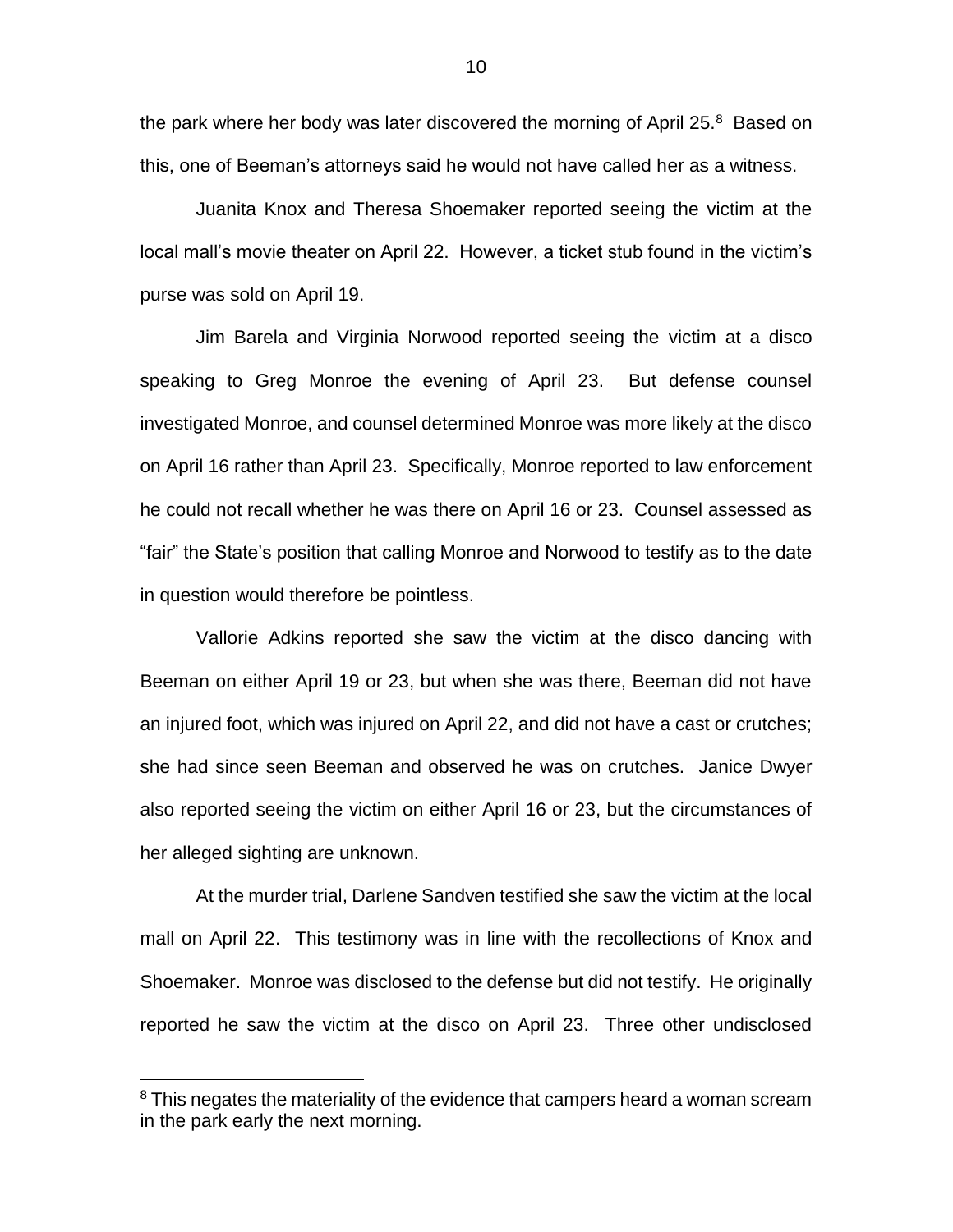the park where her body was later discovered the morning of April 25.[8] Based on this, one of Beeman's attorneys said he would not have called her as a witness.

Juanita Knox and Theresa Shoemaker reported seeing the victim at the local mall's movie theater on April 22. However, a ticket stub found in the victim's purse was sold on April 19.

Jim Barela and Virginia Norwood reported seeing the victim at a disco speaking to Greg Monroe the evening of April 23. But defense counsel investigated Monroe, and counsel determined Monroe was more likely at the disco on April 16 rather than April 23. Specifically, Monroe reported to law enforcement he could not recall whether he was there on April 16 or 23. Counsel assessed as "fair" the State's position that calling Monroe and Norwood to testify as to the date in question would therefore be pointless.

Vallorie Adkins reported she saw the victim at the disco dancing with Beeman on either April 19 or 23, but when she was there, Beeman did not have an injured foot, which was injured on April 22, and did not have a cast or crutches; she had since seen Beeman and observed he was on crutches. Janice Dwyer also reported seeing the victim on either April 16 or 23, but the circumstances of her alleged sighting are unknown.

At the murder trial, Darlene Sandven testified she saw the victim at the local mall on April 22. This testimony was in line with the recollections of Knox and Shoemaker. Monroe was disclosed to the defense but did not testify. He originally reported he saw the victim at the disco on April 23. Three other undisclosed

[8] This negates the materiality of the evidence that campers heard a woman scream in the park early the next morning.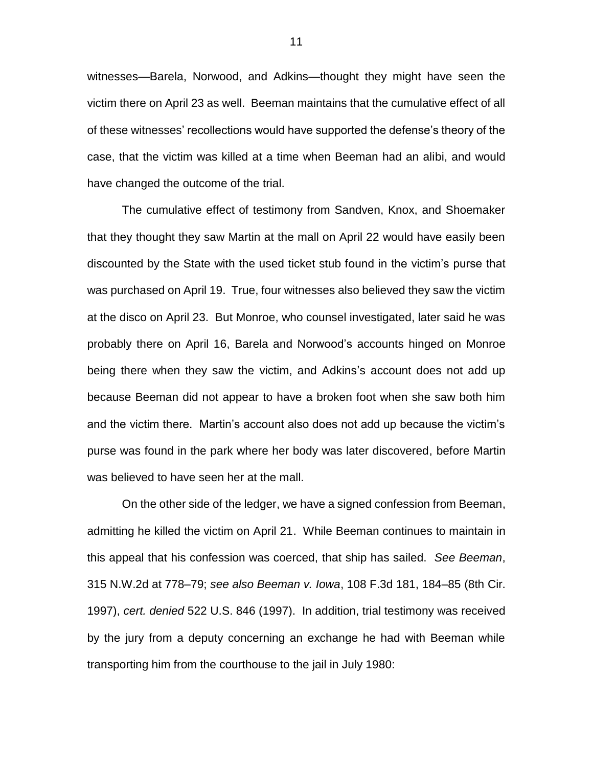witnesses—Barela, Norwood, and Adkins—thought they might have seen the victim there on April 23 as well. Beeman maintains that the cumulative effect of all of these witnesses' recollections would have supported the defense's theory of the case, that the victim was killed at a time when Beeman had an alibi, and would have changed the outcome of the trial.

The cumulative effect of testimony from Sandven, Knox, and Shoemaker that they thought they saw Martin at the mall on April 22 would have easily been discounted by the State with the used ticket stub found in the victim's purse that was purchased on April 19. True, four witnesses also believed they saw the victim at the disco on April 23. But Monroe, who counsel investigated, later said he was probably there on April 16, Barela and Norwood's accounts hinged on Monroe being there when they saw the victim, and Adkins's account does not add up because Beeman did not appear to have a broken foot when she saw both him and the victim there. Martin's account also does not add up because the victim's purse was found in the park where her body was later discovered, before Martin was believed to have seen her at the mall.

On the other side of the ledger, we have a signed confession from Beeman, admitting he killed the victim on April 21. While Beeman continues to maintain in this appeal that his confession was coerced, that ship has sailed. *See Beeman*, 315 N.W.2d at 778–79; *see also Beeman v. Iowa*, 108 F.3d 181, 184–85 (8th Cir. 1997), *cert. denied* 522 U.S. 846 (1997). In addition, trial testimony was received by the jury from a deputy concerning an exchange he had with Beeman while transporting him from the courthouse to the jail in July 1980: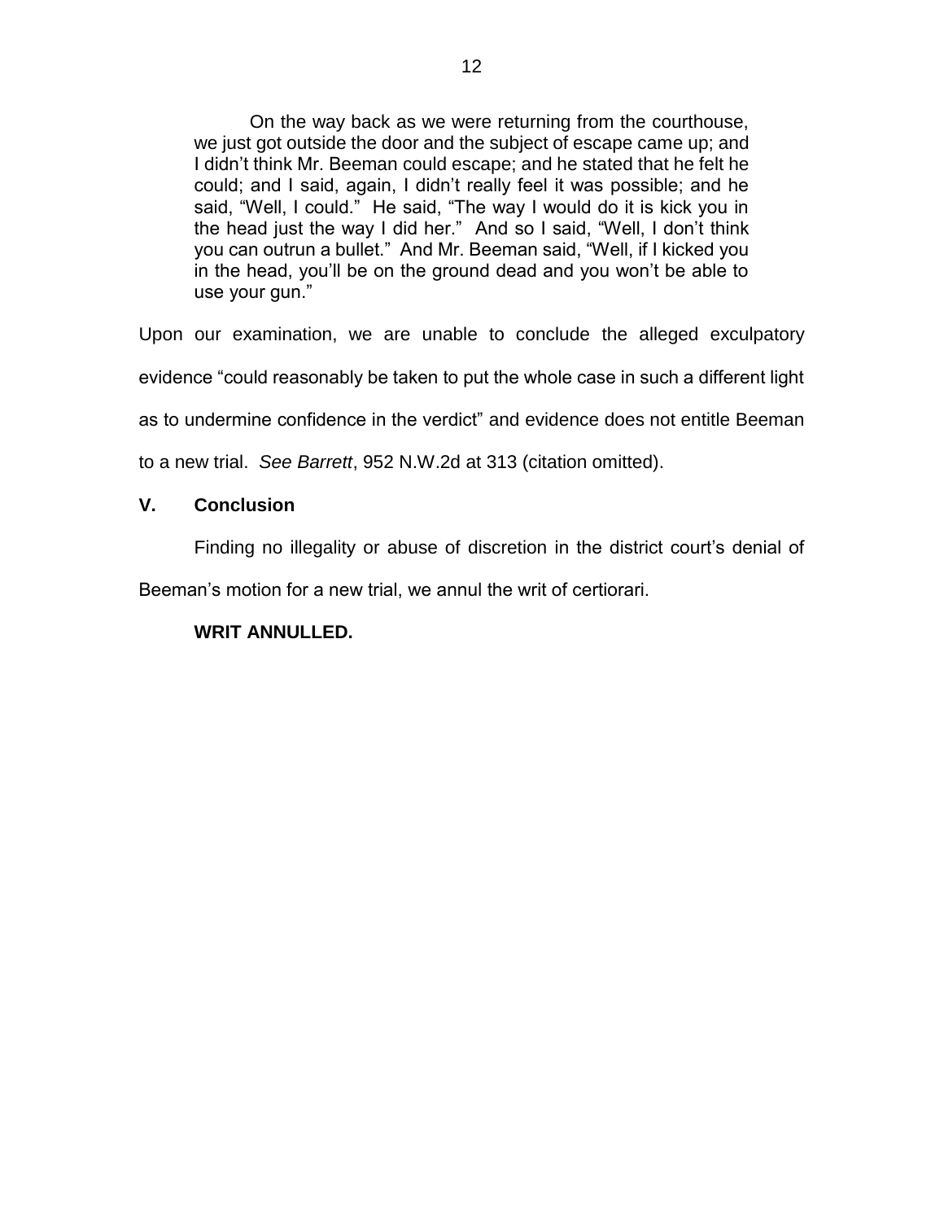> On the way back as we were returning from the courthouse, we just got outside the door and the subject of escape came up; and I didn't think Mr. Beeman could escape; and he stated that he felt he could; and I said, again, I didn't really feel it was possible; and he said, "Well, I could." He said, "The way I would do it is kick you in the head just the way I did her." And so I said, "Well, I don't think you can outrun a bullet." And Mr. Beeman said, "Well, if I kicked you in the head, you'll be on the ground dead and you won't be able to use your gun."

Upon our examination, we are unable to conclude the alleged exculpatory evidence "could reasonably be taken to put the whole case in such a different light as to undermine confidence in the verdict" and evidence does not entitle Beeman to a new trial. *See Barrett*, 952 N.W.2d at 313 (citation omitted).

## V. Conclusion

Finding no illegality or abuse of discretion in the district court's denial of Beeman's motion for a new trial, we annul the writ of certiorari.

**WRIT ANNULLED.**